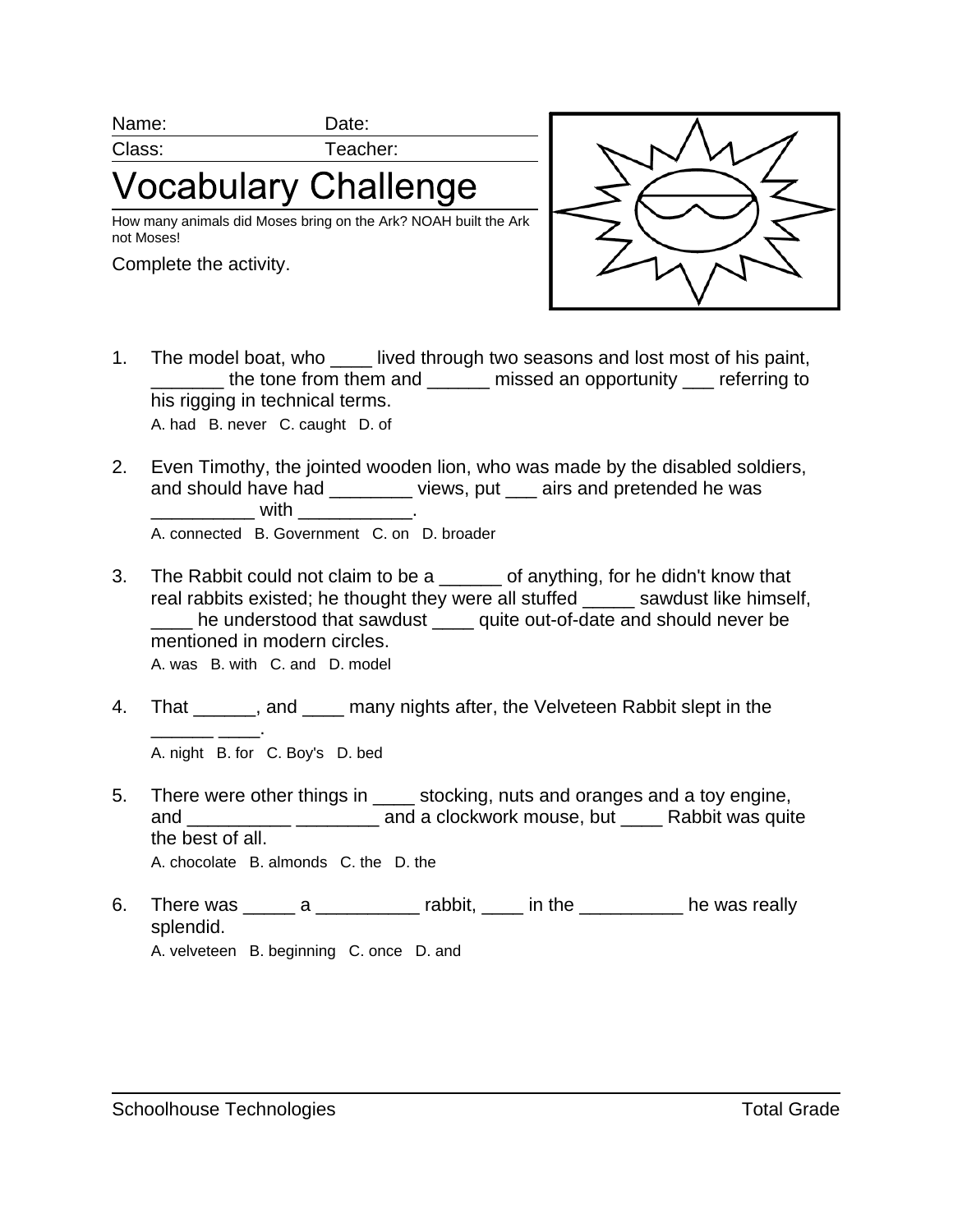Name: Date:

Class: Teacher:

# Vocabulary Challenge

How many animals did Moses bring on the Ark? NOAH built the Ark not Moses!

Complete the activity.

1. The model boat, who ____ lived through two seasons and lost most of his paint, _______ the tone from them and ______ missed an opportunity ___ referring to his rigging in technical terms.
   A. had B. never C. caught D. of

2. Even Timothy, the jointed wooden lion, who was made by the disabled soldiers, and should have had ________ views, put ___ airs and pretended he was __________ with ___________.
   A. connected B. Government C. on D. broader

3. The Rabbit could not claim to be a ______ of anything, for he didn't know that real rabbits existed; he thought they were all stuffed _____ sawdust like himself, ____ he understood that sawdust ____ quite out-of-date and should never be mentioned in modern circles.
   A. was B. with C. and D. model

4. That ______, and ____ many nights after, the Velveteen Rabbit slept in the ______ ____.
   A. night B. for C. Boy's D. bed

5. There were other things in ____ stocking, nuts and oranges and a toy engine, and __________ ________ and a clockwork mouse, but ____ Rabbit was quite the best of all.
   A. chocolate B. almonds C. the D. the

6. There was _____ a __________ rabbit, ____ in the __________ he was really splendid.
   A. velveteen B. beginning C. once D. and

Schoolhouse Technologies Total Grade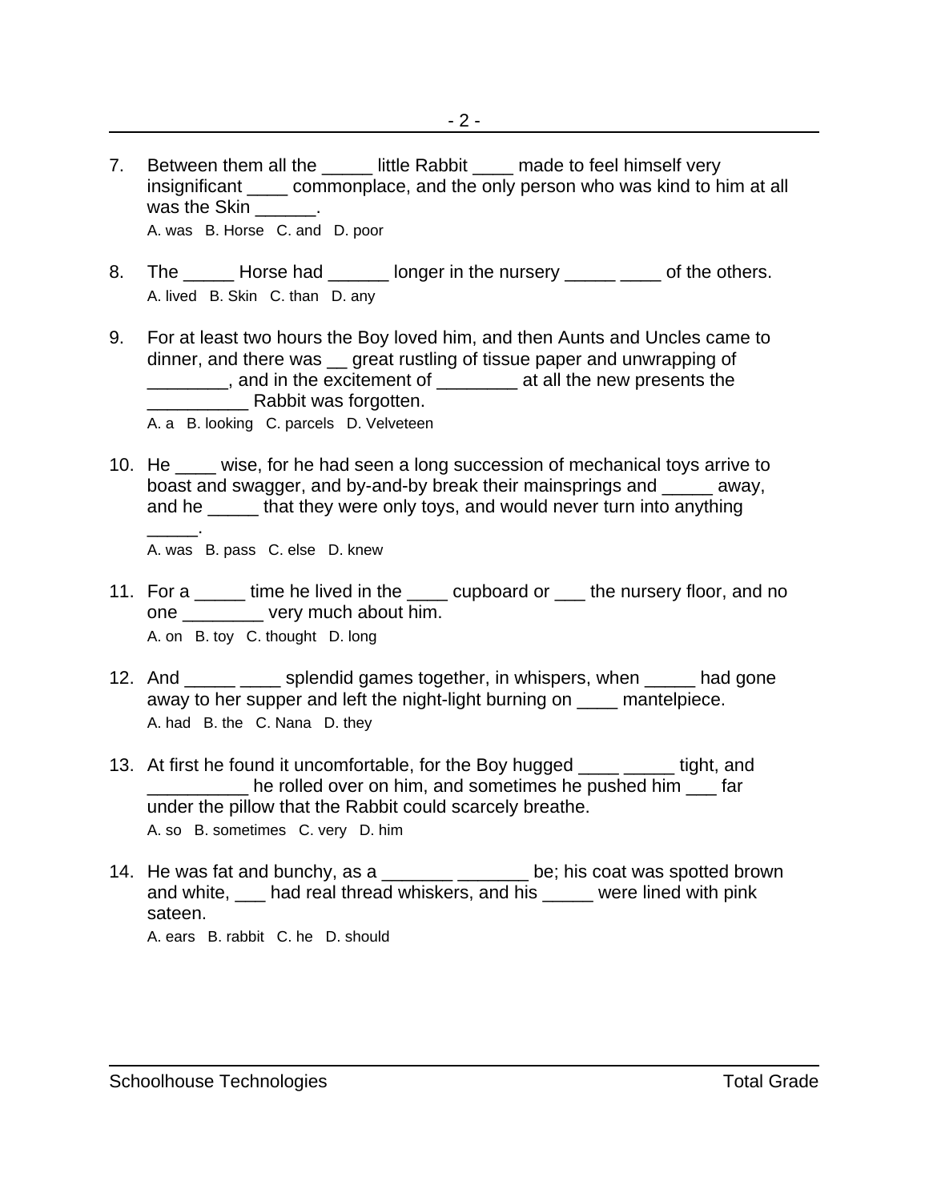7. Between them all the _____ little Rabbit ____ made to feel himself very insignificant ____ commonplace, and the only person who was kind to him at all was the Skin ______.
   A. was   B. Horse   C. and   D. poor

8. The _____ Horse had ______ longer in the nursery _____ ____ of the others.
   A. lived   B. Skin   C. than   D. any

9. For at least two hours the Boy loved him, and then Aunts and Uncles came to dinner, and there was __ great rustling of tissue paper and unwrapping of ________, and in the excitement of ________ at all the new presents the __________ Rabbit was forgotten.
   A. a   B. looking   C. parcels   D. Velveteen

10. He ____ wise, for he had seen a long succession of mechanical toys arrive to boast and swagger, and by-and-by break their mainsprings and _____ away, and he _____ that they were only toys, and would never turn into anything _____.
    A. was   B. pass   C. else   D. knew

11. For a _____ time he lived in the ____ cupboard or ___ the nursery floor, and no one ________ very much about him.
    A. on   B. toy   C. thought   D. long

12. And _____ ____ splendid games together, in whispers, when _____ had gone away to her supper and left the night-light burning on ____ mantelpiece.
    A. had   B. the   C. Nana   D. they

13. At first he found it uncomfortable, for the Boy hugged ____ _____ tight, and __________ he rolled over on him, and sometimes he pushed him ___ far under the pillow that the Rabbit could scarcely breathe.
    A. so   B. sometimes   C. very   D. him

14. He was fat and bunchy, as a _______ _______ be; his coat was spotted brown and white, ___ had real thread whiskers, and his _____ were lined with pink sateen.
    A. ears   B. rabbit   C. he   D. should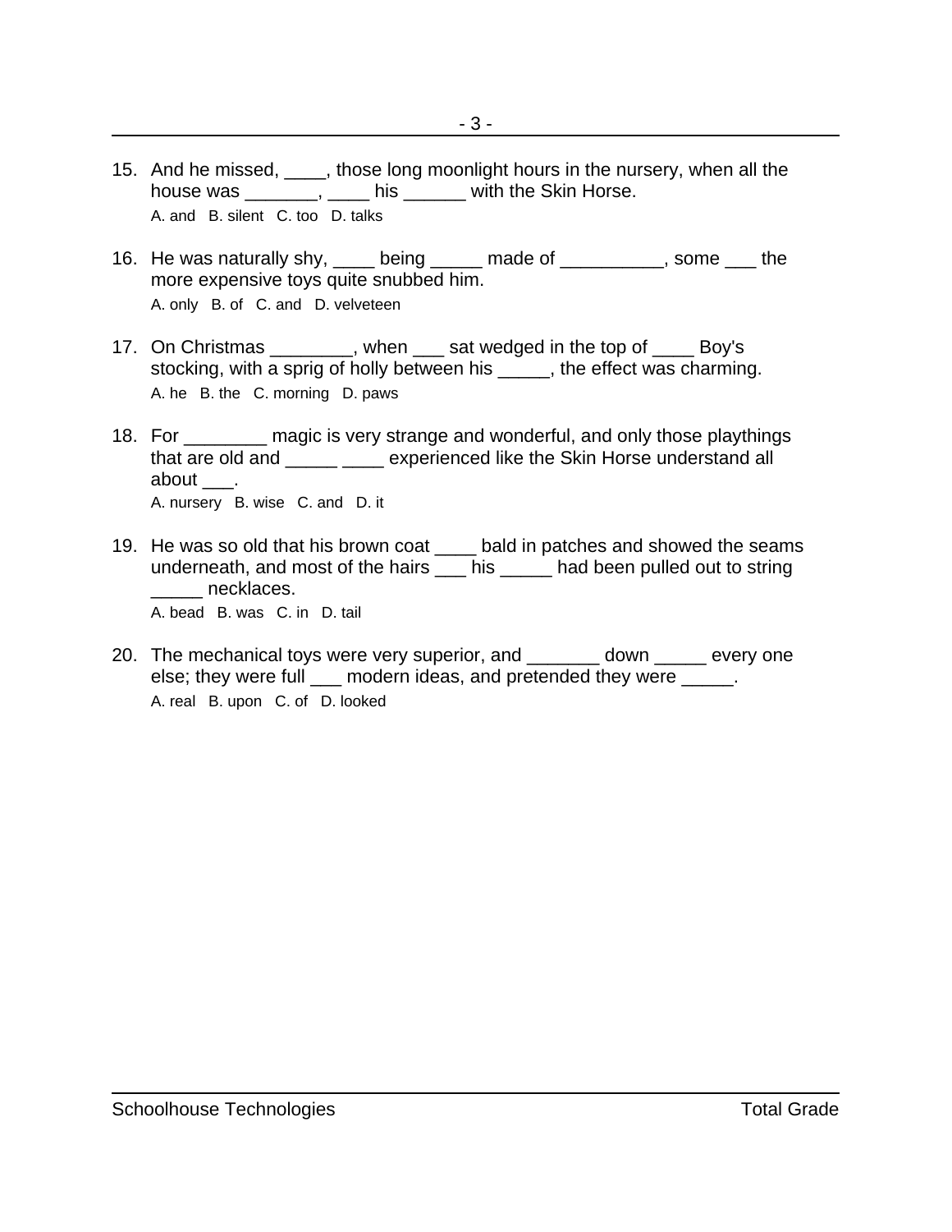15. And he missed, ____, those long moonlight hours in the nursery, when all the house was _______, ____ his ______ with the Skin Horse.
    A. and   B. silent   C. too   D. talks

16. He was naturally shy, ____ being _____ made of __________, some ___ the more expensive toys quite snubbed him.
    A. only   B. of   C. and   D. velveteen

17. On Christmas ________, when ___ sat wedged in the top of ____ Boy's stocking, with a sprig of holly between his _____, the effect was charming.
    A. he   B. the   C. morning   D. paws

18. For ________ magic is very strange and wonderful, and only those playthings that are old and _____ ____ experienced like the Skin Horse understand all about ___.
    A. nursery   B. wise   C. and   D. it

19. He was so old that his brown coat ____ bald in patches and showed the seams underneath, and most of the hairs ___ his _____ had been pulled out to string _____ necklaces.
    A. bead   B. was   C. in   D. tail

20. The mechanical toys were very superior, and _______ down _____ every one else; they were full ___ modern ideas, and pretended they were _____.
    A. real   B. upon   C. of   D. looked

Schoolhouse Technologies | Total Grade